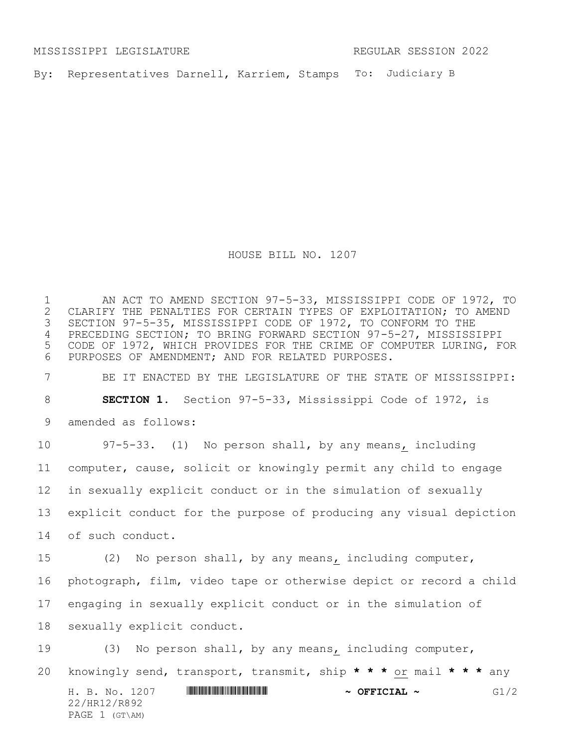MISSISSIPPI LEGISLATURE REGULAR SESSION 2022

By: Representatives Darnell, Karriem, Stamps To: Judiciary B

# HOUSE BILL NO. 1207

AN ACT TO AMEND SECTION 97-5-33, MISSISSIPPI CODE OF 1972, TO CLARIFY THE PENALTIES FOR CERTAIN TYPES OF EXPLOITATION; TO AMEND SECTION 97-5-35, MISSISSIPPI CODE OF 1972, TO CONFORM TO THE PRECEDING SECTION; TO BRING FORWARD SECTION 97-5-27, MISSISSIPPI CODE OF 1972, WHICH PROVIDES FOR THE CRIME OF COMPUTER LURING, FOR PURPOSES OF AMENDMENT; AND FOR RELATED PURPOSES.

BE IT ENACTED BY THE LEGISLATURE OF THE STATE OF MISSISSIPPI:

**SECTION 1.** Section 97-5-33, Mississippi Code of 1972, is amended as follows:

97-5-33. (1) No person shall, by any means, including computer, cause, solicit or knowingly permit any child to engage in sexually explicit conduct or in the simulation of sexually explicit conduct for the purpose of producing any visual depiction of such conduct.

(2) No person shall, by any means, including computer, photograph, film, video tape or otherwise depict or record a child engaging in sexually explicit conduct or in the simulation of sexually explicit conduct.

(3) No person shall, by any means, including computer, knowingly send, transport, transmit, ship *** or mail *** any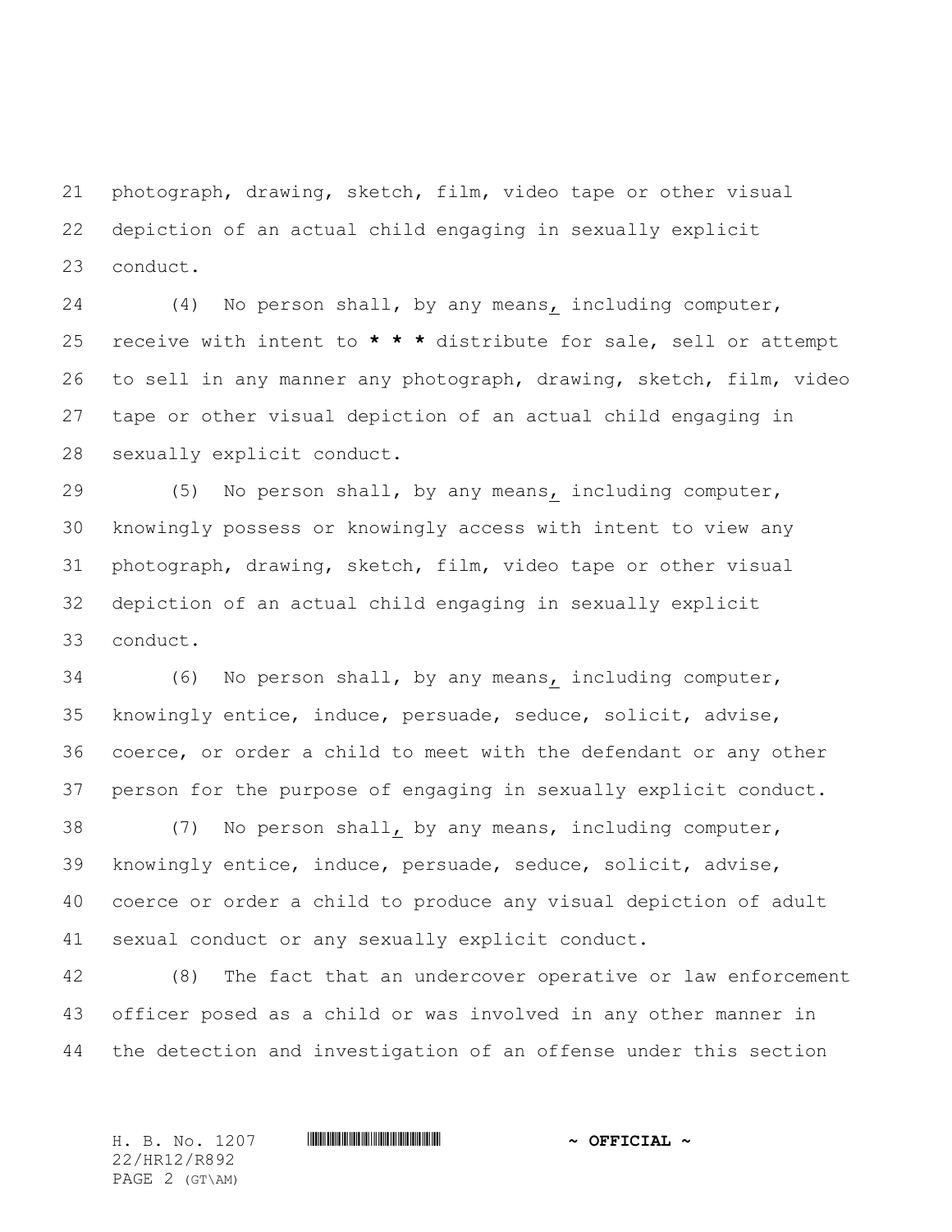photograph, drawing, sketch, film, video tape or other visual depiction of an actual child engaging in sexually explicit conduct.

(4) No person shall, by any means, including computer, receive with intent to * * * distribute for sale, sell or attempt to sell in any manner any photograph, drawing, sketch, film, video tape or other visual depiction of an actual child engaging in sexually explicit conduct.

(5) No person shall, by any means, including computer, knowingly possess or knowingly access with intent to view any photograph, drawing, sketch, film, video tape or other visual depiction of an actual child engaging in sexually explicit conduct.

(6) No person shall, by any means, including computer, knowingly entice, induce, persuade, seduce, solicit, advise, coerce, or order a child to meet with the defendant or any other person for the purpose of engaging in sexually explicit conduct.

(7) No person shall, by any means, including computer, knowingly entice, induce, persuade, seduce, solicit, advise, coerce or order a child to produce any visual depiction of adult sexual conduct or any sexually explicit conduct.

(8) The fact that an undercover operative or law enforcement officer posed as a child or was involved in any other manner in the detection and investigation of an offense under this section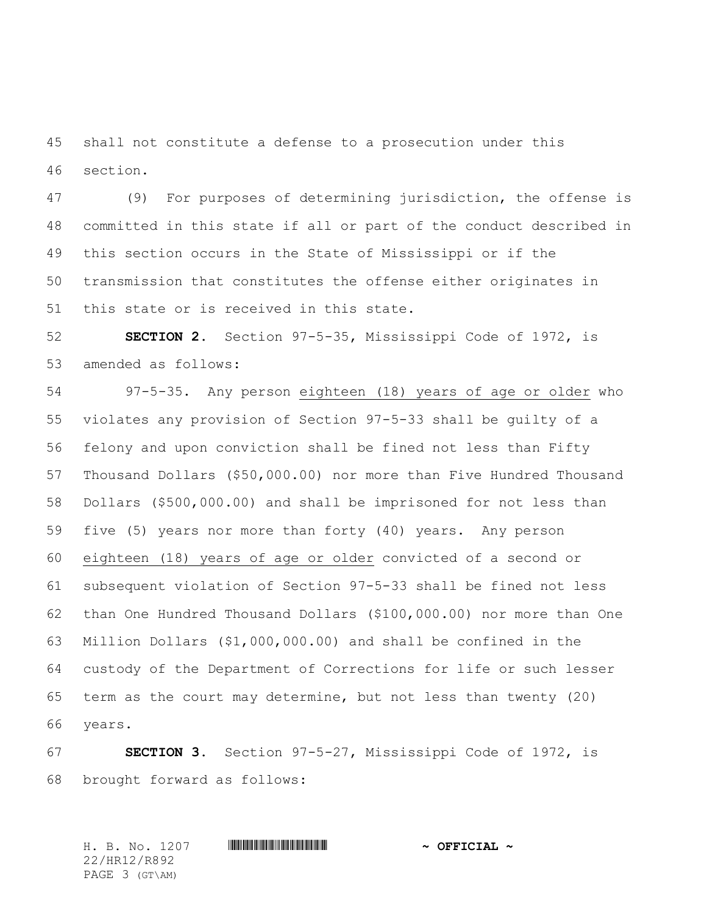shall not constitute a defense to a prosecution under this section.

(9) For purposes of determining jurisdiction, the offense is committed in this state if all or part of the conduct described in this section occurs in the State of Mississippi or if the transmission that constitutes the offense either originates in this state or is received in this state.

**SECTION 2.** Section 97-5-35, Mississippi Code of 1972, is amended as follows:

97-5-35. Any person <u>eighteen (18) years of age or older</u> who violates any provision of Section 97-5-33 shall be guilty of a felony and upon conviction shall be fined not less than Fifty Thousand Dollars ($50,000.00) nor more than Five Hundred Thousand Dollars ($500,000.00) and shall be imprisoned for not less than five (5) years nor more than forty (40) years. Any person <u>eighteen (18) years of age or older</u> convicted of a second or subsequent violation of Section 97-5-33 shall be fined not less than One Hundred Thousand Dollars ($100,000.00) nor more than One Million Dollars ($1,000,000.00) and shall be confined in the custody of the Department of Corrections for life or such lesser term as the court may determine, but not less than twenty (20) years.

**SECTION 3.** Section 97-5-27, Mississippi Code of 1972, is brought forward as follows: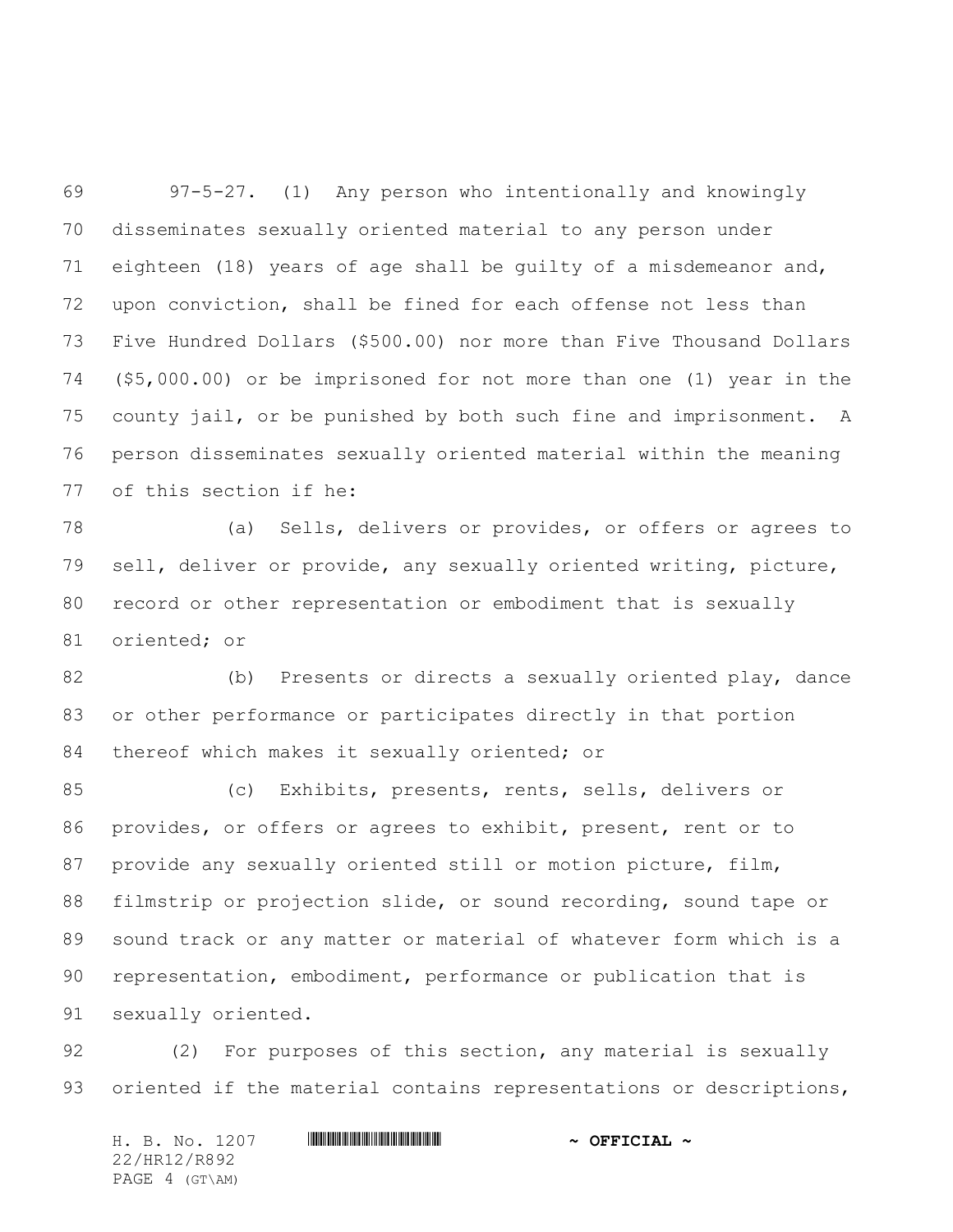97-5-27. (1) Any person who intentionally and knowingly disseminates sexually oriented material to any person under eighteen (18) years of age shall be guilty of a misdemeanor and, upon conviction, shall be fined for each offense not less than Five Hundred Dollars ($500.00) nor more than Five Thousand Dollars ($5,000.00) or be imprisoned for not more than one (1) year in the county jail, or be punished by both such fine and imprisonment. A person disseminates sexually oriented material within the meaning of this section if he:

(a) Sells, delivers or provides, or offers or agrees to sell, deliver or provide, any sexually oriented writing, picture, record or other representation or embodiment that is sexually oriented; or

(b) Presents or directs a sexually oriented play, dance or other performance or participates directly in that portion thereof which makes it sexually oriented; or

(c) Exhibits, presents, rents, sells, delivers or provides, or offers or agrees to exhibit, present, rent or to provide any sexually oriented still or motion picture, film, filmstrip or projection slide, or sound recording, sound tape or sound track or any matter or material of whatever form which is a representation, embodiment, performance or publication that is sexually oriented.

(2) For purposes of this section, any material is sexually oriented if the material contains representations or descriptions,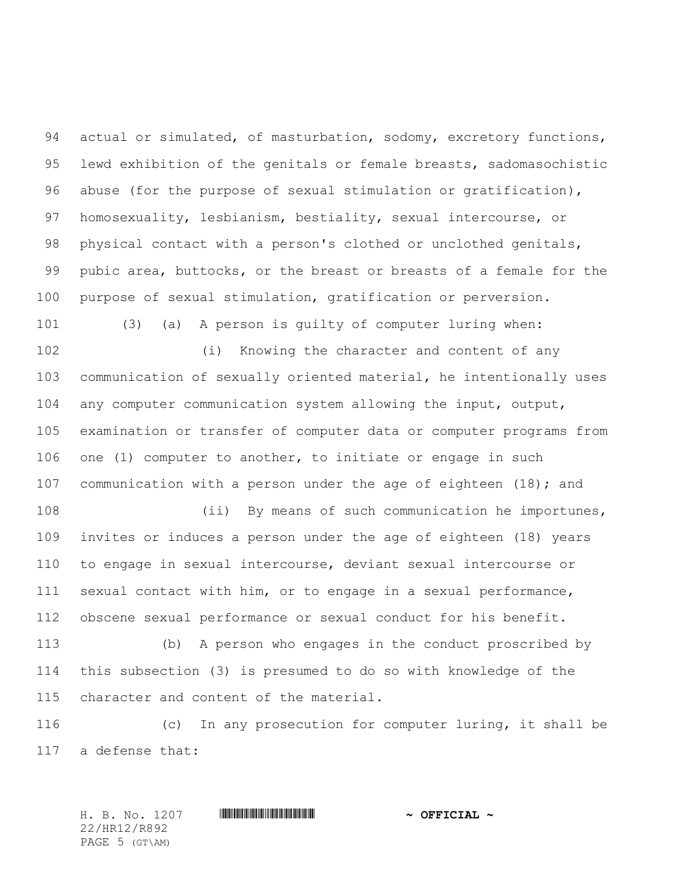actual or simulated, of masturbation, sodomy, excretory functions, lewd exhibition of the genitals or female breasts, sadomasochistic abuse (for the purpose of sexual stimulation or gratification), homosexuality, lesbianism, bestiality, sexual intercourse, or physical contact with a person's clothed or unclothed genitals, pubic area, buttocks, or the breast or breasts of a female for the purpose of sexual stimulation, gratification or perversion.

(3) (a) A person is guilty of computer luring when:

(i) Knowing the character and content of any communication of sexually oriented material, he intentionally uses any computer communication system allowing the input, output, examination or transfer of computer data or computer programs from one (1) computer to another, to initiate or engage in such communication with a person under the age of eighteen (18); and

(ii) By means of such communication he importunes, invites or induces a person under the age of eighteen (18) years to engage in sexual intercourse, deviant sexual intercourse or sexual contact with him, or to engage in a sexual performance, obscene sexual performance or sexual conduct for his benefit.

(b) A person who engages in the conduct proscribed by this subsection (3) is presumed to do so with knowledge of the character and content of the material.

(c) In any prosecution for computer luring, it shall be a defense that: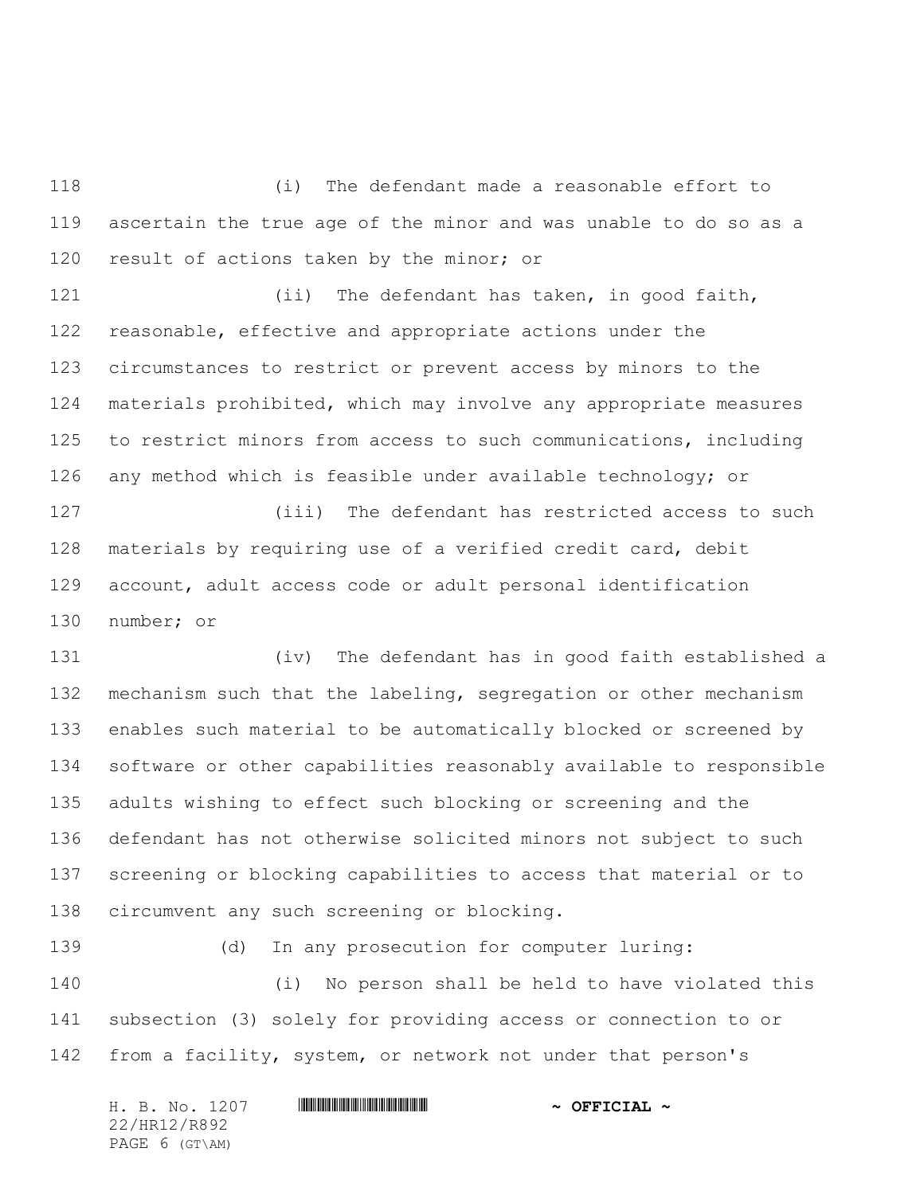(i) The defendant made a reasonable effort to ascertain the true age of the minor and was unable to do so as a result of actions taken by the minor; or

(ii) The defendant has taken, in good faith, reasonable, effective and appropriate actions under the circumstances to restrict or prevent access by minors to the materials prohibited, which may involve any appropriate measures to restrict minors from access to such communications, including any method which is feasible under available technology; or

(iii) The defendant has restricted access to such materials by requiring use of a verified credit card, debit account, adult access code or adult personal identification number; or

(iv) The defendant has in good faith established a mechanism such that the labeling, segregation or other mechanism enables such material to be automatically blocked or screened by software or other capabilities reasonably available to responsible adults wishing to effect such blocking or screening and the defendant has not otherwise solicited minors not subject to such screening or blocking capabilities to access that material or to circumvent any such screening or blocking.

(d) In any prosecution for computer luring:

(i) No person shall be held to have violated this subsection (3) solely for providing access or connection to or from a facility, system, or network not under that person's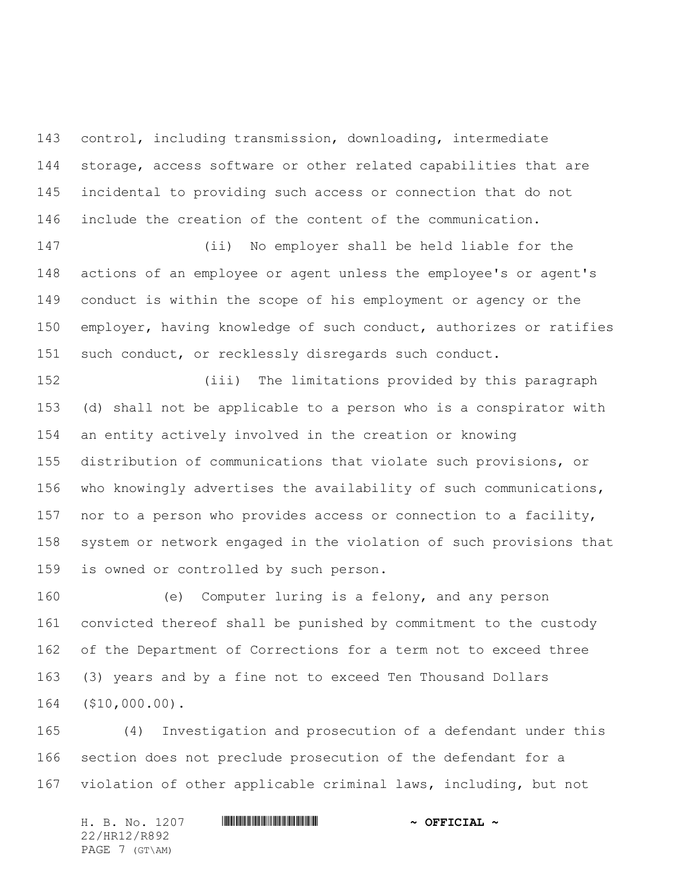control, including transmission, downloading, intermediate storage, access software or other related capabilities that are incidental to providing such access or connection that do not include the creation of the content of the communication.

(ii) No employer shall be held liable for the actions of an employee or agent unless the employee's or agent's conduct is within the scope of his employment or agency or the employer, having knowledge of such conduct, authorizes or ratifies such conduct, or recklessly disregards such conduct.

(iii) The limitations provided by this paragraph (d) shall not be applicable to a person who is a conspirator with an entity actively involved in the creation or knowing distribution of communications that violate such provisions, or who knowingly advertises the availability of such communications, nor to a person who provides access or connection to a facility, system or network engaged in the violation of such provisions that is owned or controlled by such person.

(e) Computer luring is a felony, and any person convicted thereof shall be punished by commitment to the custody of the Department of Corrections for a term not to exceed three (3) years and by a fine not to exceed Ten Thousand Dollars ($10,000.00).

(4) Investigation and prosecution of a defendant under this section does not preclude prosecution of the defendant for a violation of other applicable criminal laws, including, but not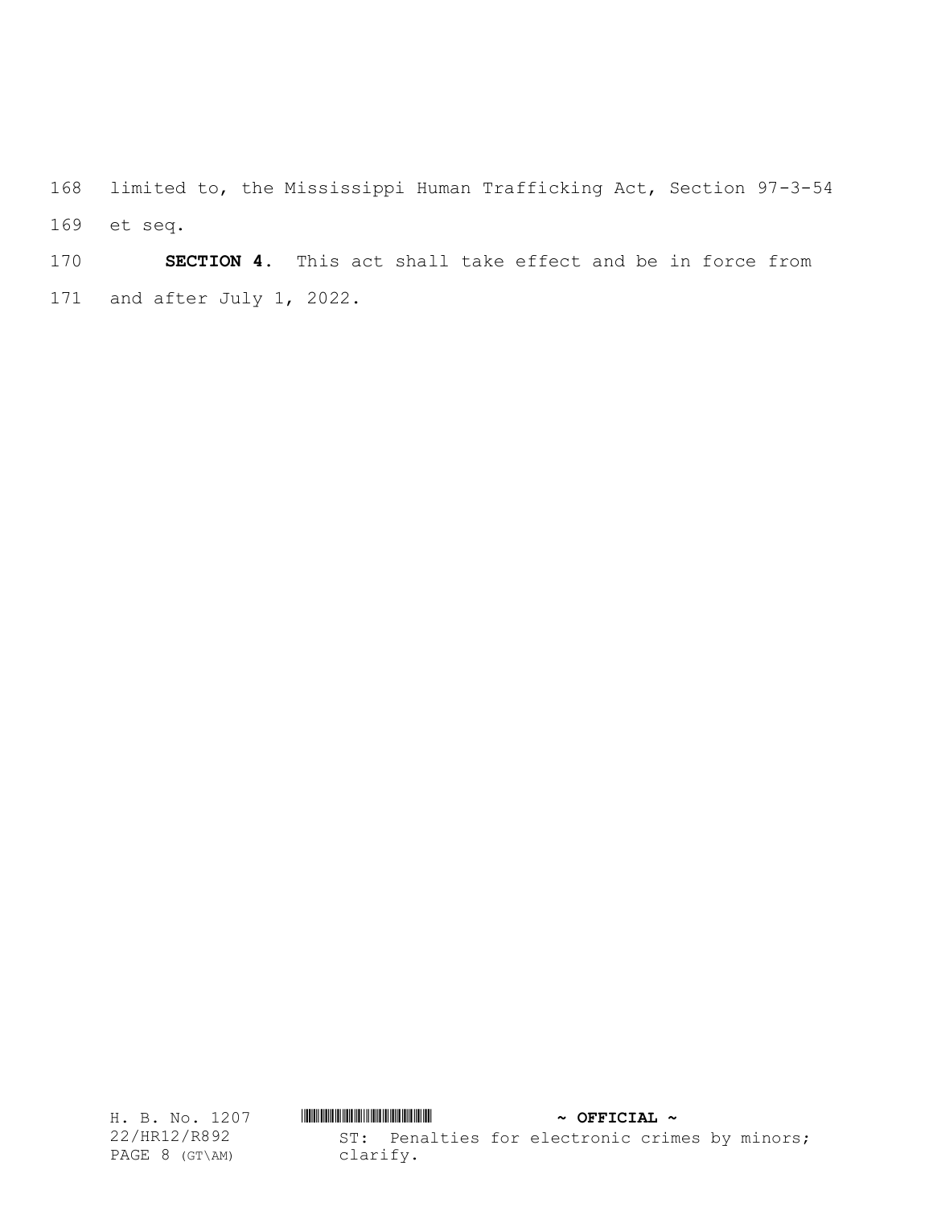limited to, the Mississippi Human Trafficking Act, Section 97-3-54 et seq.

**SECTION 4.** This act shall take effect and be in force from and after July 1, 2022.